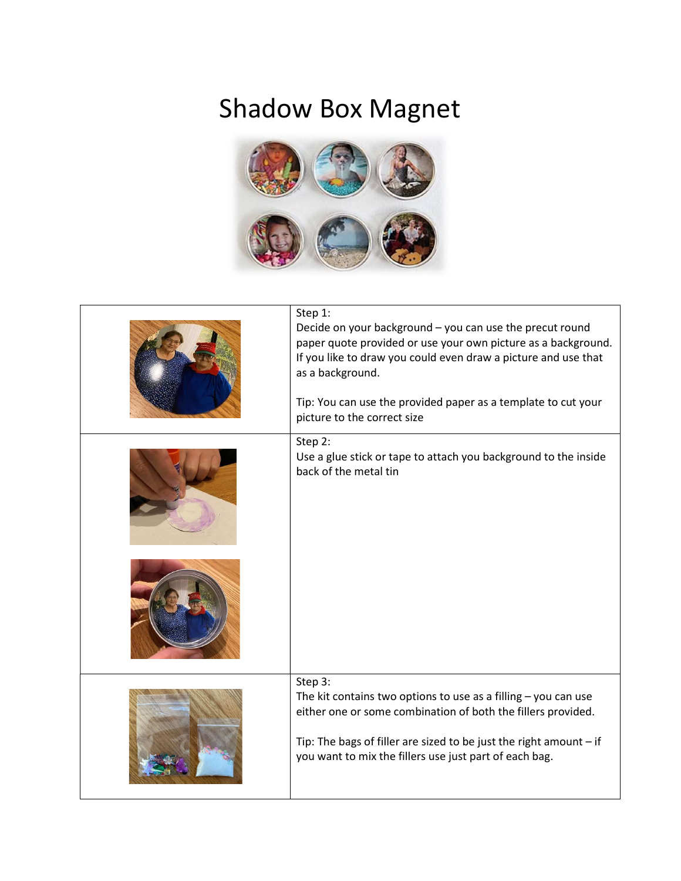# Shadow Box Magnet

| | |
|---|---|
| | Step 1:<br>Decide on your background – you can use the precut round paper quote provided or use your own picture as a background. If you like to draw you could even draw a picture and use that as a background.<br><br>Tip: You can use the provided paper as a template to cut your picture to the correct size |
| | Step 2:<br>Use a glue stick or tape to attach you background to the inside back of the metal tin |
| | Step 3:<br>The kit contains two options to use as a filling – you can use either one or some combination of both the fillers provided.<br><br>Tip: The bags of filler are sized to be just the right amount – if you want to mix the fillers use just part of each bag. |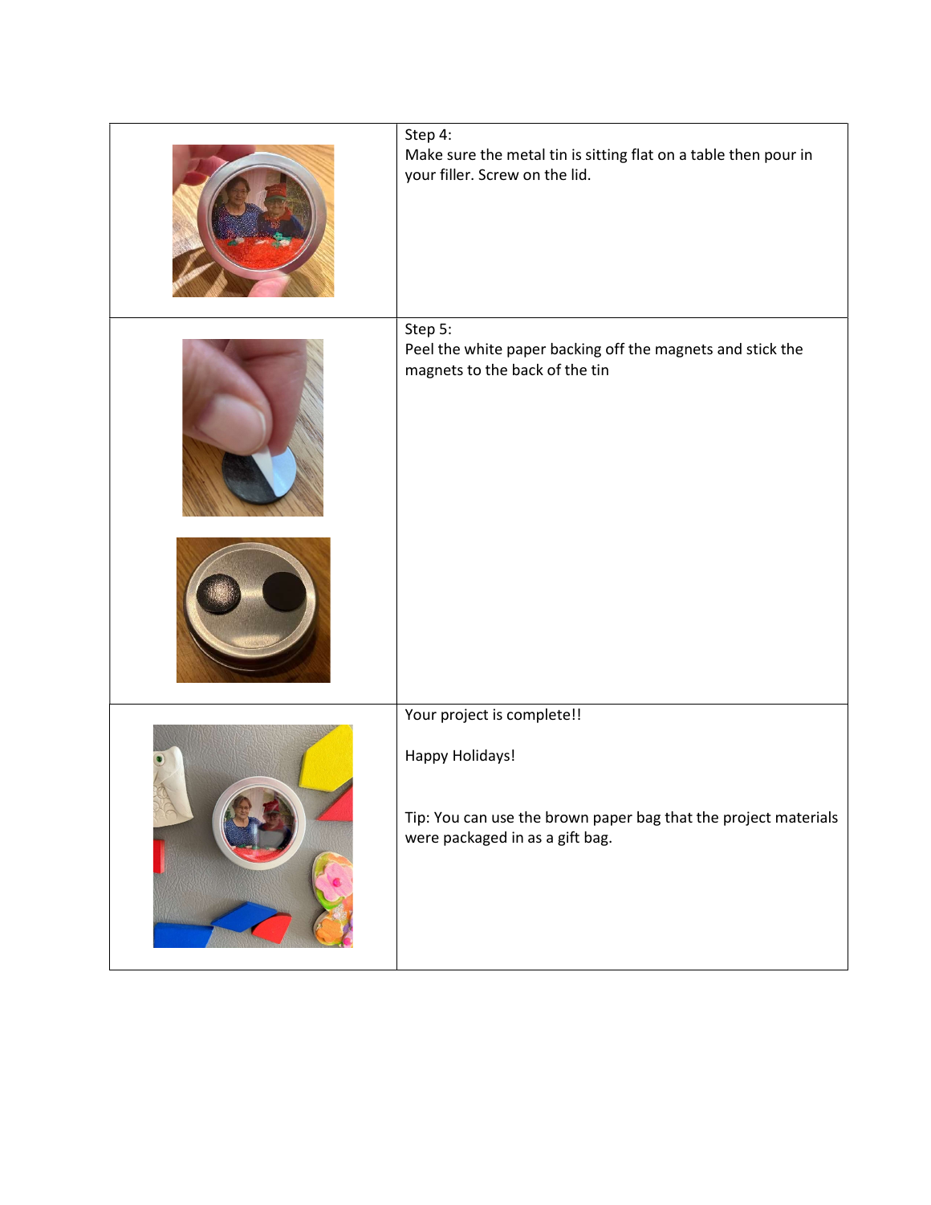| | |
|---|---|
| | Step 4:<br>Make sure the metal tin is sitting flat on a table then pour in your filler. Screw on the lid. |
| | Step 5:<br>Peel the white paper backing off the magnets and stick the magnets to the back of the tin |
| | Your project is complete!!<br><br>Happy Holidays!<br><br>Tip: You can use the brown paper bag that the project materials were packaged in as a gift bag. |